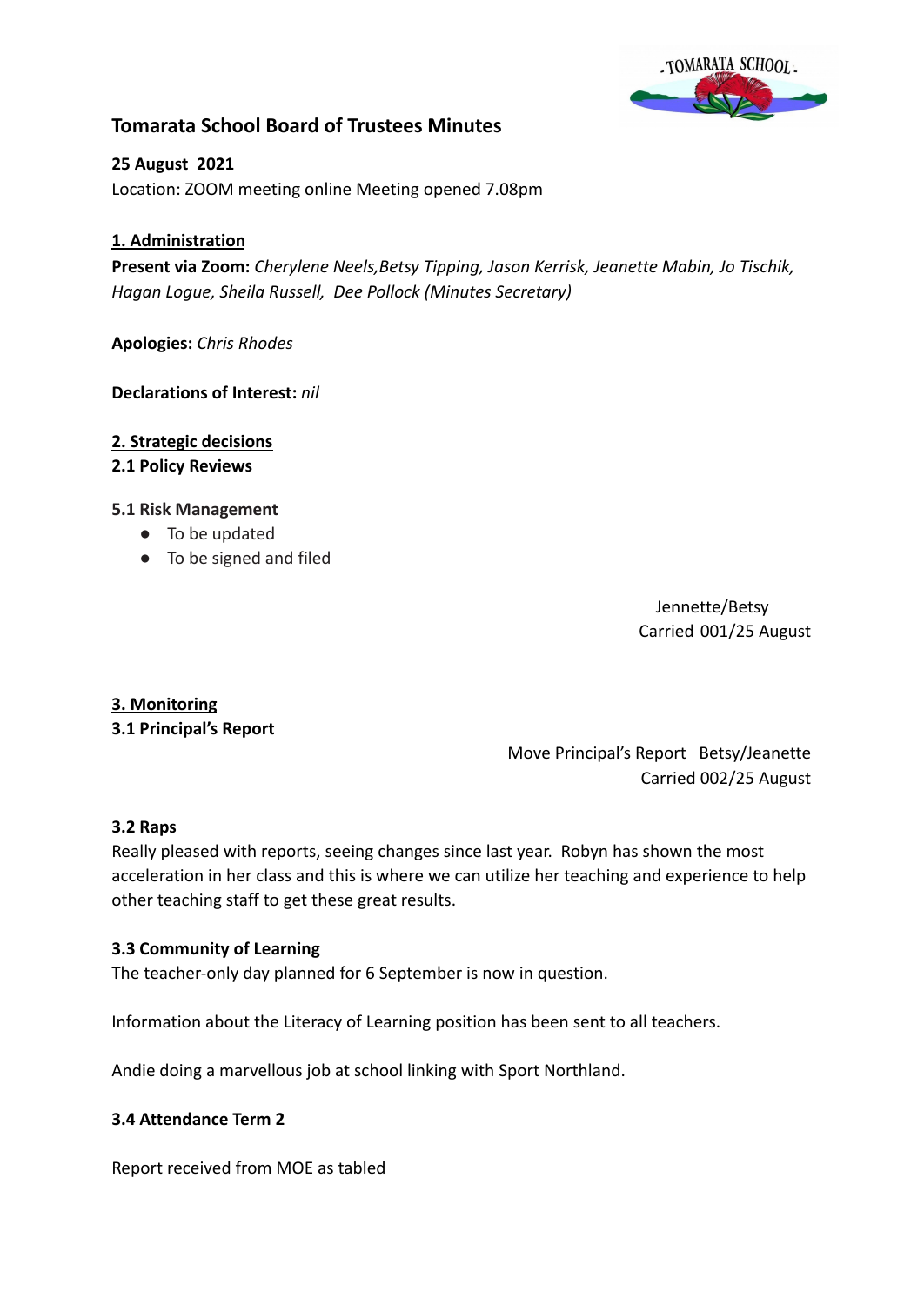# Tomarata School Board of Trustees Minutes

**25 August 2021**
Location: ZOOM meeting online Meeting opened 7.08pm

## 1. Administration

**Present via Zoom:** *Cherylene Neels,Betsy Tipping, Jason Kerrisk, Jeanette Mabin, Jo Tischik, Hagan Logue, Sheila Russell, Dee Pollock (Minutes Secretary)*

**Apologies:** *Chris Rhodes*

**Declarations of Interest:** *nil*

## 2. Strategic decisions

### 2.1 Policy Reviews

### 5.1 Risk Management

- To be updated
- To be signed and filed

Jennette/Betsy
Carried 001/25 August

## 3. Monitoring

### 3.1 Principal's Report

Move Principal's Report Betsy/Jeanette
Carried 002/25 August

### 3.2 Raps

Really pleased with reports, seeing changes since last year. Robyn has shown the most acceleration in her class and this is where we can utilize her teaching and experience to help other teaching staff to get these great results.

### 3.3 Community of Learning

The teacher-only day planned for 6 September is now in question.

Information about the Literacy of Learning position has been sent to all teachers.

Andie doing a marvellous job at school linking with Sport Northland.

### 3.4 Attendance Term 2

Report received from MOE as tabled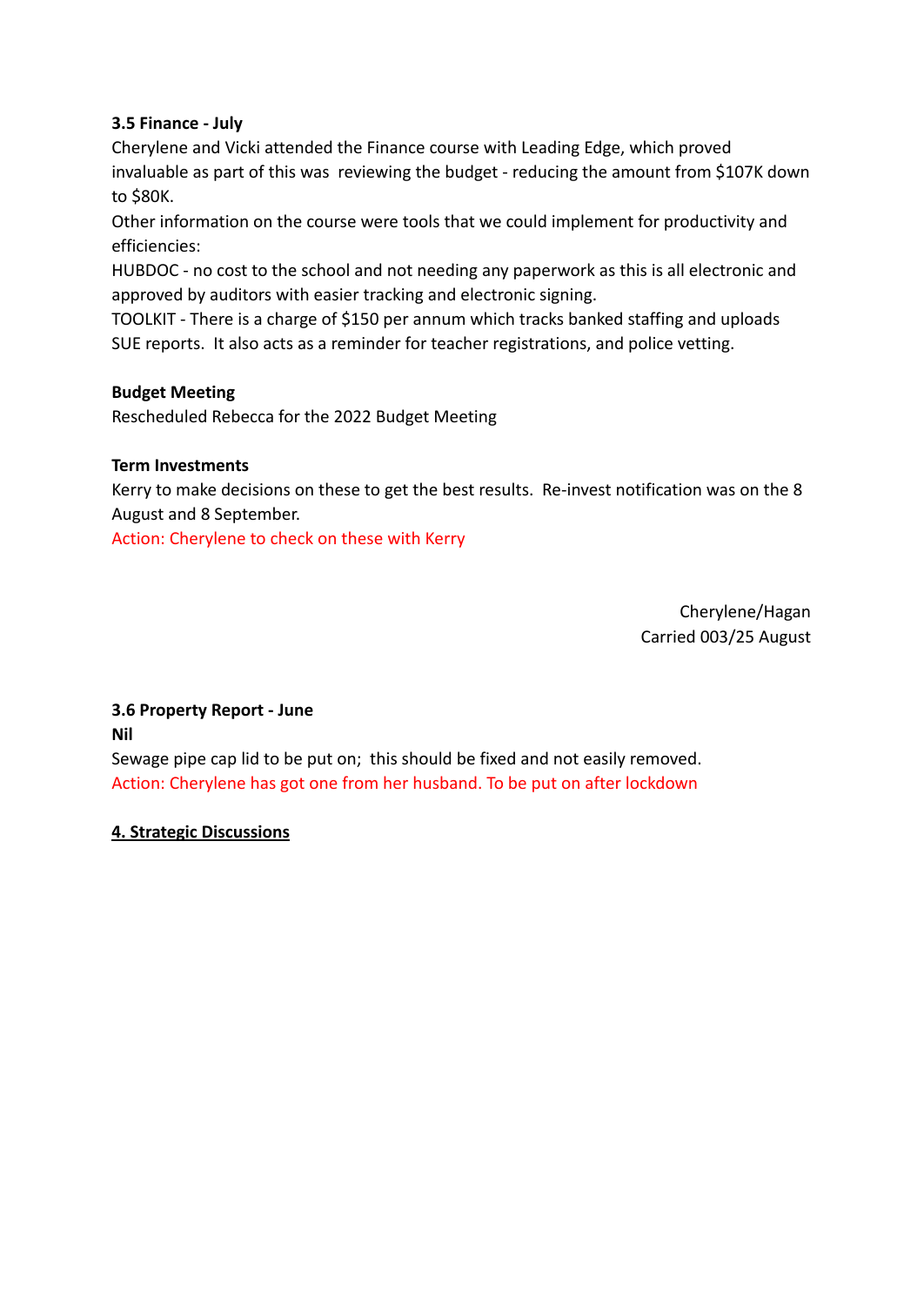**3.5 Finance - July**

Cherylene and Vicki attended the Finance course with Leading Edge, which proved invaluable as part of this was reviewing the budget - reducing the amount from $107K down to $80K.

Other information on the course were tools that we could implement for productivity and efficiencies:

HUBDOC - no cost to the school and not needing any paperwork as this is all electronic and approved by auditors with easier tracking and electronic signing.

TOOLKIT - There is a charge of $150 per annum which tracks banked staffing and uploads SUE reports. It also acts as a reminder for teacher registrations, and police vetting.

**Budget Meeting**

Rescheduled Rebecca for the 2022 Budget Meeting

**Term Investments**

Kerry to make decisions on these to get the best results. Re-invest notification was on the 8 August and 8 September.

Action: Cherylene to check on these with Kerry

Cherylene/Hagan
Carried 003/25 August

**3.6 Property Report - June**

**Nil**

Sewage pipe cap lid to be put on; this should be fixed and not easily removed.

Action: Cherylene has got one from her husband. To be put on after lockdown

**4. Strategic Discussions**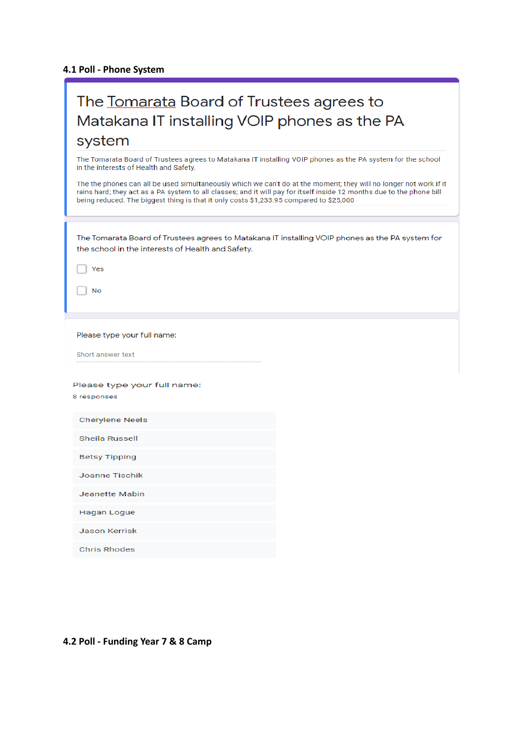**4.1 Poll - Phone System**

# The Tomarata Board of Trustees agrees to Matakana IT installing VOIP phones as the PA system

The Tomarata Board of Trustees agrees to Matakana IT installing VOIP phones as the PA system for the school in the interests of Health and Safety.

The the phones can all be used simultaneously which we can't do at the moment; they will no longer not work if it rains hard; they act as a PA system to all classes; and it will pay for itself inside 12 months due to the phone bill being reduced. The biggest thing is that it only costs $1,233.95 compared to $25,000

The Tomarata Board of Trustees agrees to Matakana IT installing VOIP phones as the PA system for the school in the interests of Health and Safety.

- [ ] Yes
- [ ] No

Please type your full name:

Short answer text

Please type your full name:

8 responses

- Cherylene Neels
- Sheila Russell
- Betsy Tipping
- Joanne Tischik
- Jeanette Mabin
- Hagan Logue
- Jason Kerrisk
- Chris Rhodes

**4.2 Poll - Funding Year 7 & 8 Camp**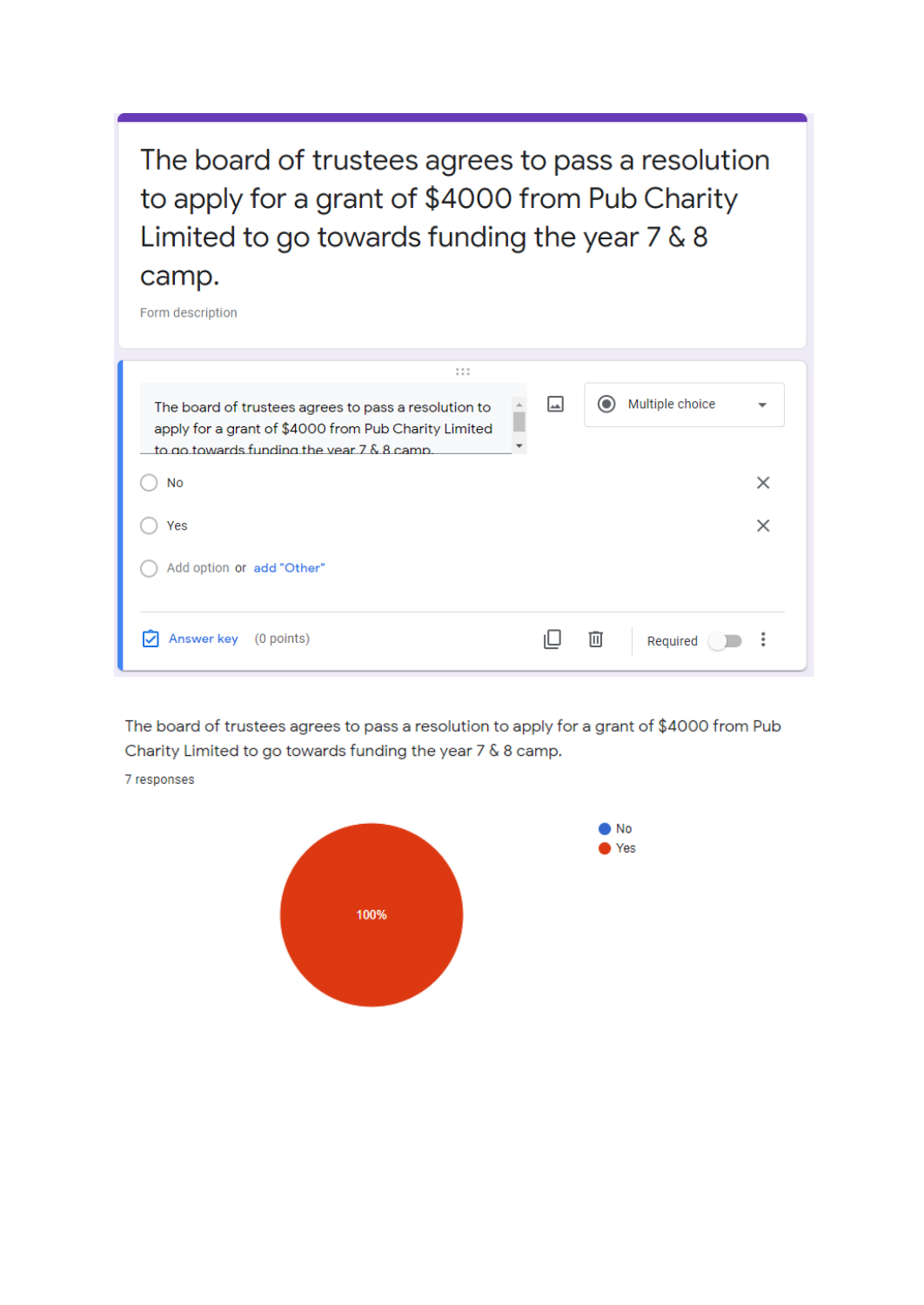# The board of trustees agrees to pass a resolution to apply for a grant of $4000 from Pub Charity Limited to go towards funding the year 7 & 8 camp.

Form description

The board of trustees agrees to pass a resolution to apply for a grant of $4000 from Pub Charity Limited to go towards funding the year 7 & 8 camp.

Multiple choice

- No
- Yes
- Add option or add "Other"

Answer key (0 points)

Required

The board of trustees agrees to pass a resolution to apply for a grant of $4000 from Pub Charity Limited to go towards funding the year 7 & 8 camp.

7 responses

- No
- Yes

100%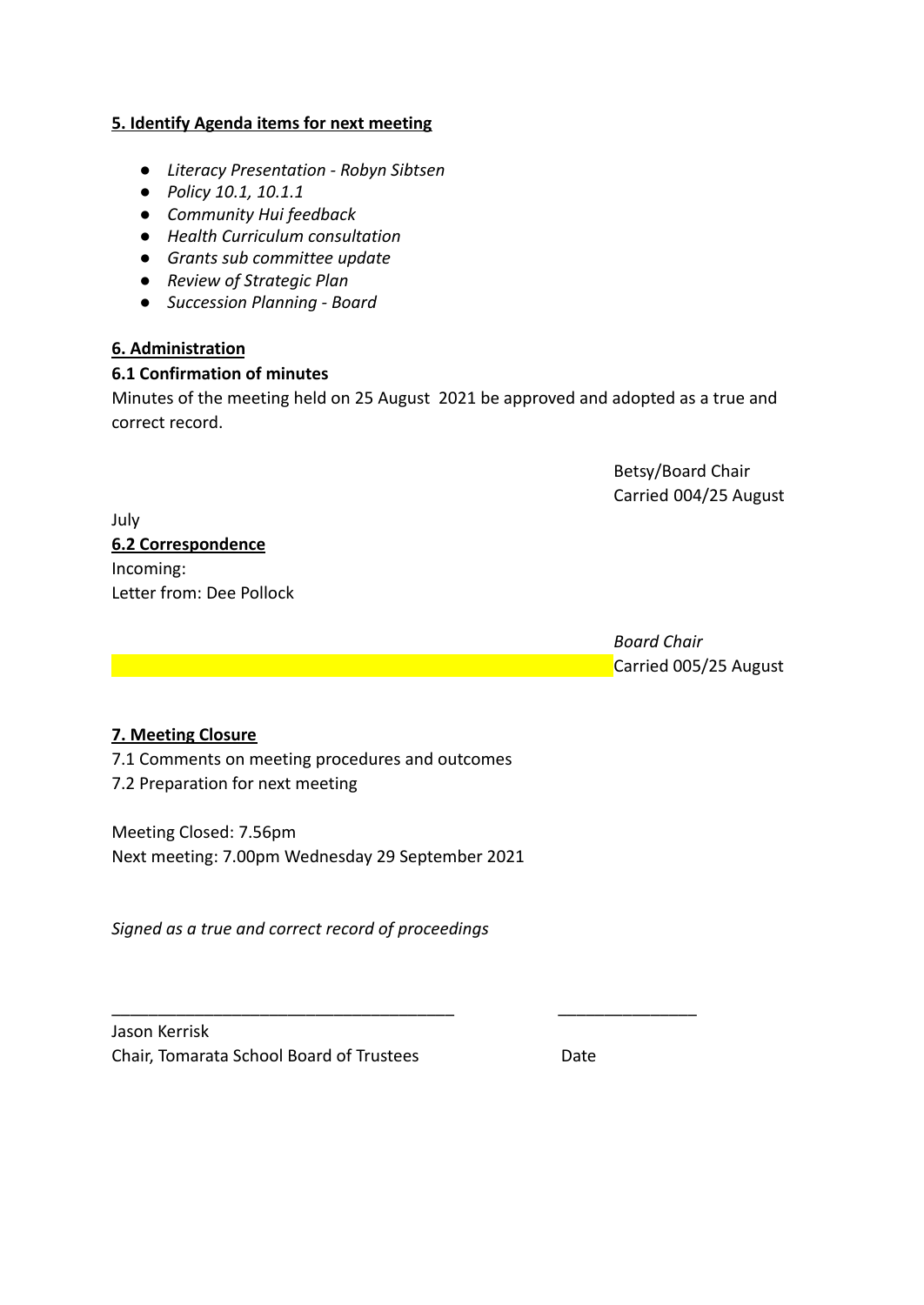**5. Identify Agenda items for next meeting**

- *Literacy Presentation - Robyn Sibtsen*
- *Policy 10.1, 10.1.1*
- *Community Hui feedback*
- *Health Curriculum consultation*
- *Grants sub committee update*
- *Review of Strategic Plan*
- *Succession Planning - Board*

**6. Administration**

**6.1 Confirmation of minutes**

Minutes of the meeting held on 25 August 2021 be approved and adopted as a true and correct record.

Betsy/Board Chair
Carried 004/25 August

July

**6.2 Correspondence**

Incoming:
Letter from: Dee Pollock

*Board Chair*
Carried 005/25 August

**7. Meeting Closure**

7.1 Comments on meeting procedures and outcomes
7.2 Preparation for next meeting

Meeting Closed: 7.56pm
Next meeting: 7.00pm Wednesday 29 September 2021

*Signed as a true and correct record of proceedings*

_____________________________________ _______________

Jason Kerrisk
Chair, Tomarata School Board of Trustees Date